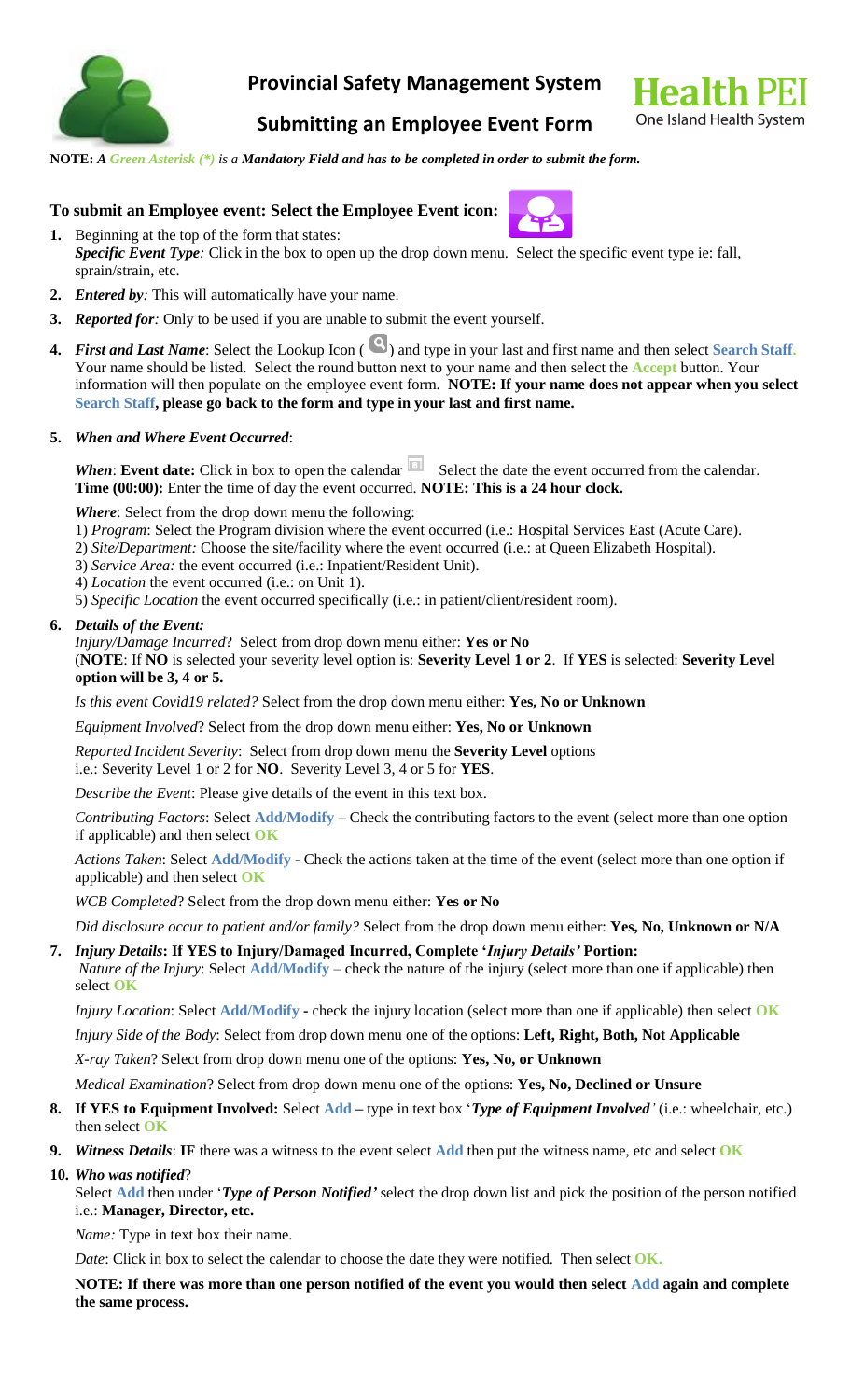# Provincial Safety Management System

## Submitting an Employee Event Form

Health PEI
One Island Health System

**NOTE:** ***A Green Asterisk (*) is a Mandatory Field and has to be completed in order to submit the form.***

**To submit an Employee event: Select the Employee Event icon:**

1. Beginning at the top of the form that states:
   ***Specific Event Type****:* Click in the box to open up the drop down menu. Select the specific event type ie: fall, sprain/strain, etc.
2. ***Entered by****:* This will automatically have your name.
3. ***Reported for****:* Only to be used if you are unable to submit the event yourself.
4. ***First and Last Name***: Select the Lookup Icon ( ) and type in your last and first name and then select **Search Staff**. Your name should be listed. Select the round button next to your name and then select the **Accept** button. Your information will then populate on the employee event form. **NOTE: If your name does not appear when you select Search Staff, please go back to the form and type in your last and first name.**
5. ***When and Where Event Occurred***:

   ***When***: **Event date:** Click in box to open the calendar Select the date the event occurred from the calendar. **Time (00:00):** Enter the time of day the event occurred. **NOTE: This is a 24 hour clock.**

   ***Where***: Select from the drop down menu the following:
   1) *Program*: Select the Program division where the event occurred (i.e.: Hospital Services East (Acute Care).
   2) *Site/Department:* Choose the site/facility where the event occurred (i.e.: at Queen Elizabeth Hospital).
   3) *Service Area:* the event occurred (i.e.: Inpatient/Resident Unit).
   4) *Location* the event occurred (i.e.: on Unit 1).
   5) *Specific Location* the event occurred specifically (i.e.: in patient/client/resident room).

6. ***Details of the Event:***
   *Injury/Damage Incurred*? Select from drop down menu either: **Yes or No**
   (**NOTE**: If **NO** is selected your severity level option is: **Severity Level 1 or 2**. If **YES** is selected: **Severity Level option will be 3, 4 or 5.**

   *Is this event Covid19 related?* Select from the drop down menu either: **Yes, No or Unknown**

   *Equipment Involved*? Select from the drop down menu either: **Yes, No or Unknown**

   *Reported Incident Severity*: Select from drop down menu the **Severity Level** options
   i.e.: Severity Level 1 or 2 for **NO**. Severity Level 3, 4 or 5 for **YES**.

   *Describe the Event*: Please give details of the event in this text box.

   *Contributing Factors*: Select **Add/Modify** – Check the contributing factors to the event (select more than one option if applicable) and then select **OK**

   *Actions Taken*: Select **Add/Modify -** Check the actions taken at the time of the event (select more than one option if applicable) and then select **OK**

   *WCB Completed*? Select from the drop down menu either: **Yes or No**

   *Did disclosure occur to patient and/or family?* Select from the drop down menu either: **Yes, No, Unknown or N/A**

7. ***Injury Details*: If YES to Injury/Damaged Incurred, Complete '*Injury Details'* Portion:**
   *Nature of the Injury*: Select **Add/Modify** – check the nature of the injury (select more than one if applicable) then select **OK**

   *Injury Location*: Select **Add/Modify -** check the injury location (select more than one if applicable) then select **OK**

   *Injury Side of the Body*: Select from drop down menu one of the options: **Left, Right, Both, Not Applicable**

   *X-ray Taken*? Select from drop down menu one of the options: **Yes, No, or Unknown**

   *Medical Examination*? Select from drop down menu one of the options: **Yes, No, Declined or Unsure**

8. **If YES to Equipment Involved:** Select **Add** – type in text box '***Type of Equipment Involved****'* (i.e.: wheelchair, etc.) then select **OK**
9. ***Witness Details***: **IF** there was a witness to the event select **Add** then put the witness name, etc and select **OK**
10. ***Who was notified***?
    Select **Add** then under '***Type of Person Notified'*** select the drop down list and pick the position of the person notified i.e.: **Manager, Director, etc.**

    *Name:* Type in text box their name.

    *Date*: Click in box to select the calendar to choose the date they were notified. Then select **OK.**

    **NOTE: If there was more than one person notified of the event you would then select Add again and complete the same process.**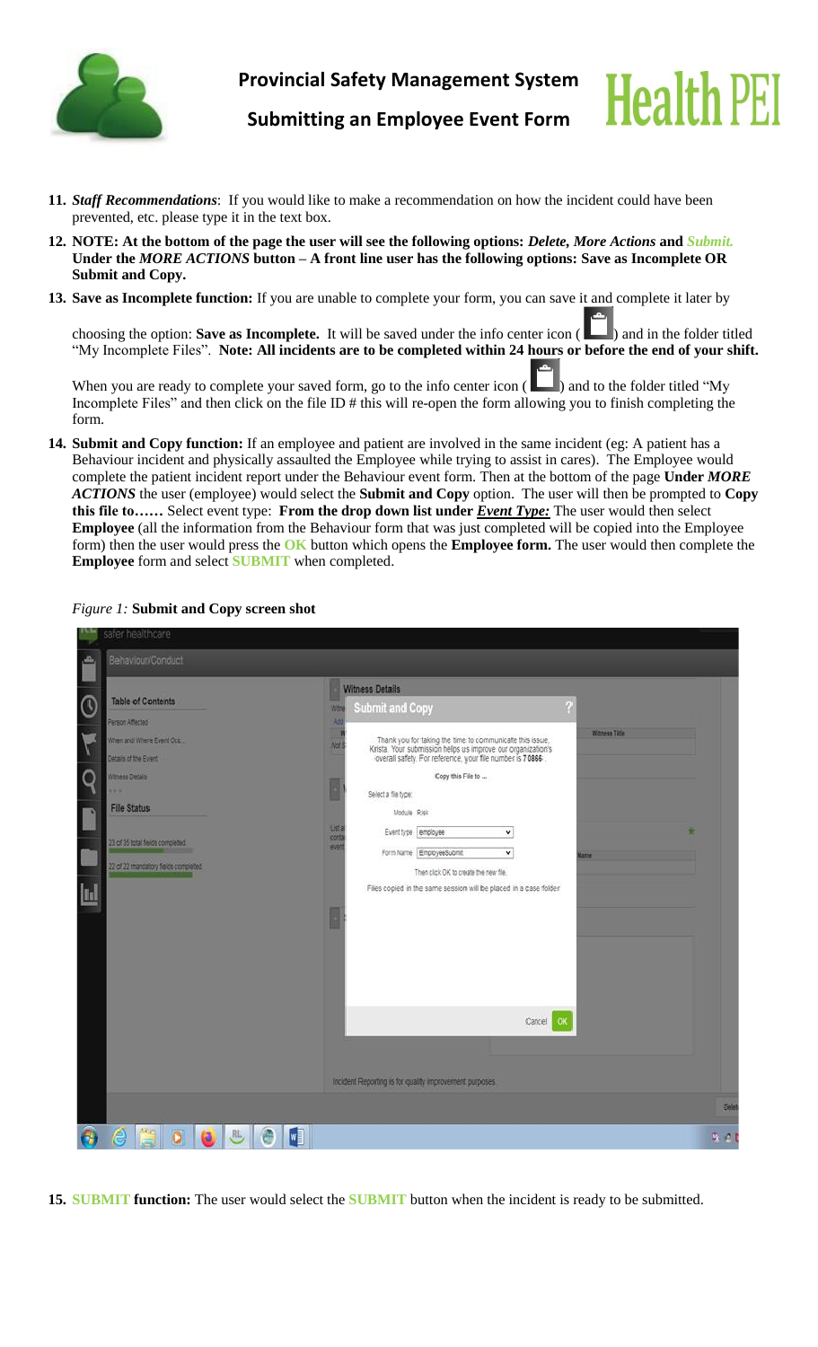11. ***Staff Recommendations***: If you would like to make a recommendation on how the incident could have been prevented, etc. please type it in the text box.

12. **NOTE: At the bottom of the page the user will see the following options: *Delete, More Actions* and *Submit.* Under the *MORE ACTIONS* button – A front line user has the following options: Save as Incomplete OR Submit and Copy.**

13. **Save as Incomplete function:** If you are unable to complete your form, you can save it and complete it later by choosing the option: **Save as Incomplete.** It will be saved under the info center icon ( ) and in the folder titled "My Incomplete Files". **Note: All incidents are to be completed within 24 hours or before the end of your shift.**

    When you are ready to complete your saved form, go to the info center icon ( ) and to the folder titled "My Incomplete Files" and then click on the file ID # this will re-open the form allowing you to finish completing the form.

14. **Submit and Copy function:** If an employee and patient are involved in the same incident (eg: A patient has a Behaviour incident and physically assaulted the Employee while trying to assist in cares). The Employee would complete the patient incident report under the Behaviour event form. Then at the bottom of the page **Under *MORE ACTIONS*** the user (employee) would select the **Submit and Copy** option. The user will then be prompted to **Copy this file to……** Select event type: **From the drop down list under *Event Type:*** The user would then select **Employee** (all the information from the Behaviour form that was just completed will be copied into the Employee form) then the user would press the **OK** button which opens the **Employee form.** The user would then complete the **Employee** form and select **SUBMIT** when completed.

*Figure 1:* **Submit and Copy screen shot**

15. **SUBMIT function:** The user would select the **SUBMIT** button when the incident is ready to be submitted.